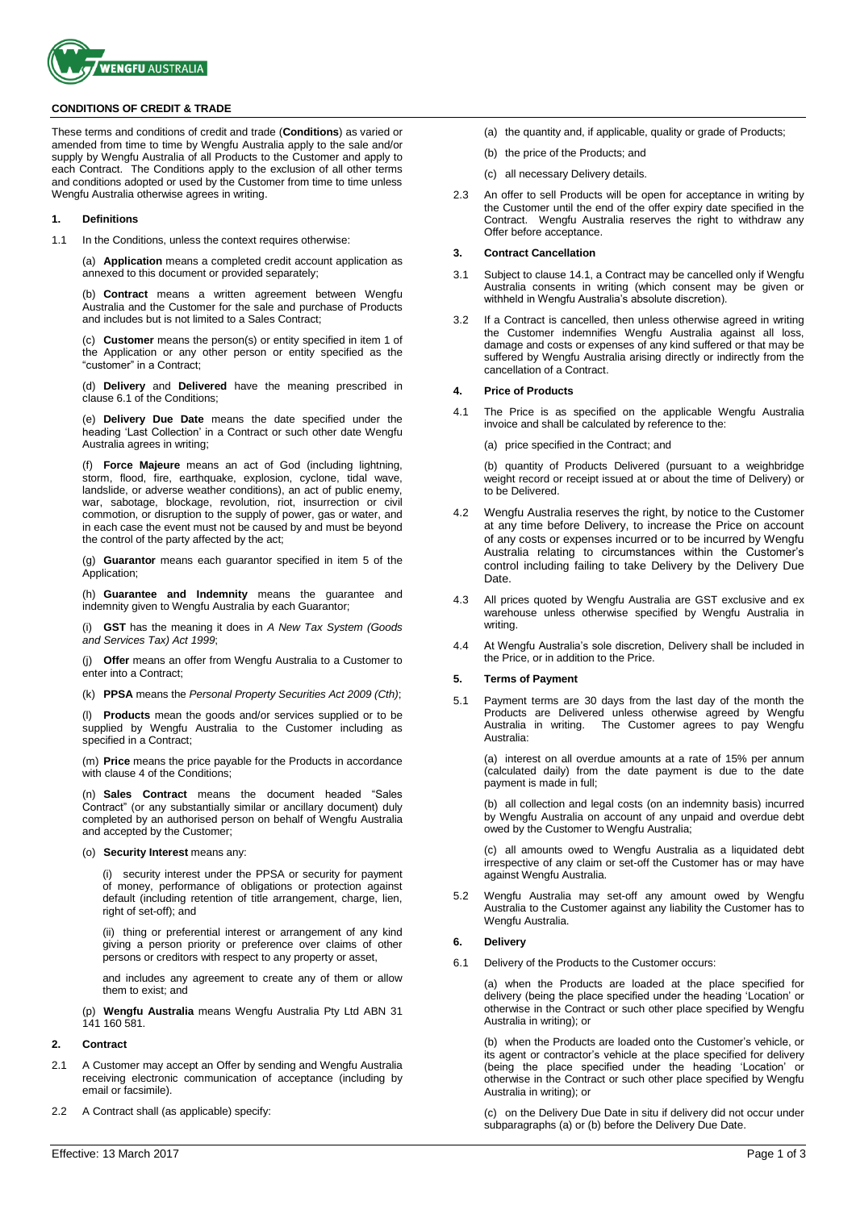# CONDITIONS OF CREDIT & TRADE

These terms and conditions of credit and trade (**Conditions**) as varied or amended from time to time by Wengfu Australia apply to the sale and/or supply by Wengfu Australia of all Products to the Customer and apply to each Contract. The Conditions apply to the exclusion of all other terms and conditions adopted or used by the Customer from time to time unless Wengfu Australia otherwise agrees in writing.

## 1. Definitions

1.1 In the Conditions, unless the context requires otherwise:

(a) **Application** means a completed credit account application as annexed to this document or provided separately;

(b) **Contract** means a written agreement between Wengfu Australia and the Customer for the sale and purchase of Products and includes but is not limited to a Sales Contract;

(c) **Customer** means the person(s) or entity specified in item 1 of the Application or any other person or entity specified as the "customer" in a Contract;

(d) **Delivery** and **Delivered** have the meaning prescribed in clause 6.1 of the Conditions;

(e) **Delivery Due Date** means the date specified under the heading 'Last Collection' in a Contract or such other date Wengfu Australia agrees in writing;

(f) **Force Majeure** means an act of God (including lightning, storm, flood, fire, earthquake, explosion, cyclone, tidal wave, landslide, or adverse weather conditions), an act of public enemy, war, sabotage, blockage, revolution, riot, insurrection or civil commotion, or disruption to the supply of power, gas or water, and in each case the event must not be caused by and must be beyond the control of the party affected by the act;

(g) **Guarantor** means each guarantor specified in item 5 of the Application;

(h) **Guarantee and Indemnity** means the guarantee and indemnity given to Wengfu Australia by each Guarantor;

(i) **GST** has the meaning it does in *A New Tax System (Goods and Services Tax) Act 1999*;

(j) **Offer** means an offer from Wengfu Australia to a Customer to enter into a Contract;

(k) **PPSA** means the *Personal Property Securities Act 2009 (Cth)*;

(l) **Products** mean the goods and/or services supplied or to be supplied by Wengfu Australia to the Customer including as specified in a Contract;

(m) **Price** means the price payable for the Products in accordance with clause 4 of the Conditions;

(n) **Sales Contract** means the document headed "Sales Contract" (or any substantially similar or ancillary document) duly completed by an authorised person on behalf of Wengfu Australia and accepted by the Customer;

(o) **Security Interest** means any:

(i) security interest under the PPSA or security for payment of money, performance of obligations or protection against default (including retention of title arrangement, charge, lien, right of set-off); and

(ii) thing or preferential interest or arrangement of any kind giving a person priority or preference over claims of other persons or creditors with respect to any property or asset,

and includes any agreement to create any of them or allow them to exist; and

(p) **Wengfu Australia** means Wengfu Australia Pty Ltd ABN 31 141 160 581.

## 2. Contract

2.1 A Customer may accept an Offer by sending and Wengfu Australia receiving electronic communication of acceptance (including by email or facsimile).

2.2 A Contract shall (as applicable) specify:

(a) the quantity and, if applicable, quality or grade of Products;

(b) the price of the Products; and

(c) all necessary Delivery details.

2.3 An offer to sell Products will be open for acceptance in writing by the Customer until the end of the offer expiry date specified in the Contract. Wengfu Australia reserves the right to withdraw any Offer before acceptance.

## 3. Contract Cancellation

3.1 Subject to clause 14.1, a Contract may be cancelled only if Wengfu Australia consents in writing (which consent may be given or withheld in Wengfu Australia's absolute discretion).

3.2 If a Contract is cancelled, then unless otherwise agreed in writing the Customer indemnifies Wengfu Australia against all loss, damage and costs or expenses of any kind suffered or that may be suffered by Wengfu Australia arising directly or indirectly from the cancellation of a Contract.

## 4. Price of Products

4.1 The Price is as specified on the applicable Wengfu Australia invoice and shall be calculated by reference to the:

(a) price specified in the Contract; and

(b) quantity of Products Delivered (pursuant to a weighbridge weight record or receipt issued at or about the time of Delivery) or to be Delivered.

4.2 Wengfu Australia reserves the right, by notice to the Customer at any time before Delivery, to increase the Price on account of any costs or expenses incurred or to be incurred by Wengfu Australia relating to circumstances within the Customer's control including failing to take Delivery by the Delivery Due Date.

4.3 All prices quoted by Wengfu Australia are GST exclusive and ex warehouse unless otherwise specified by Wengfu Australia in writing.

4.4 At Wengfu Australia's sole discretion, Delivery shall be included in the Price, or in addition to the Price.

## 5. Terms of Payment

5.1 Payment terms are 30 days from the last day of the month the Products are Delivered unless otherwise agreed by Wengfu Australia in writing. The Customer agrees to pay Wengfu Australia:

(a) interest on all overdue amounts at a rate of 15% per annum (calculated daily) from the date payment is due to the date payment is made in full;

(b) all collection and legal costs (on an indemnity basis) incurred by Wengfu Australia on account of any unpaid and overdue debt owed by the Customer to Wengfu Australia;

(c) all amounts owed to Wengfu Australia as a liquidated debt irrespective of any claim or set-off the Customer has or may have against Wengfu Australia.

5.2 Wengfu Australia may set-off any amount owed by Wengfu Australia to the Customer against any liability the Customer has to Wengfu Australia.

## 6. Delivery

6.1 Delivery of the Products to the Customer occurs:

(a) when the Products are loaded at the place specified for delivery (being the place specified under the heading 'Location' or otherwise in the Contract or such other place specified by Wengfu Australia in writing); or

(b) when the Products are loaded onto the Customer's vehicle, or its agent or contractor's vehicle at the place specified for delivery (being the place specified under the heading 'Location' or otherwise in the Contract or such other place specified by Wengfu Australia in writing); or

(c) on the Delivery Due Date in situ if delivery did not occur under subparagraphs (a) or (b) before the Delivery Due Date.

Effective: 13 March 2017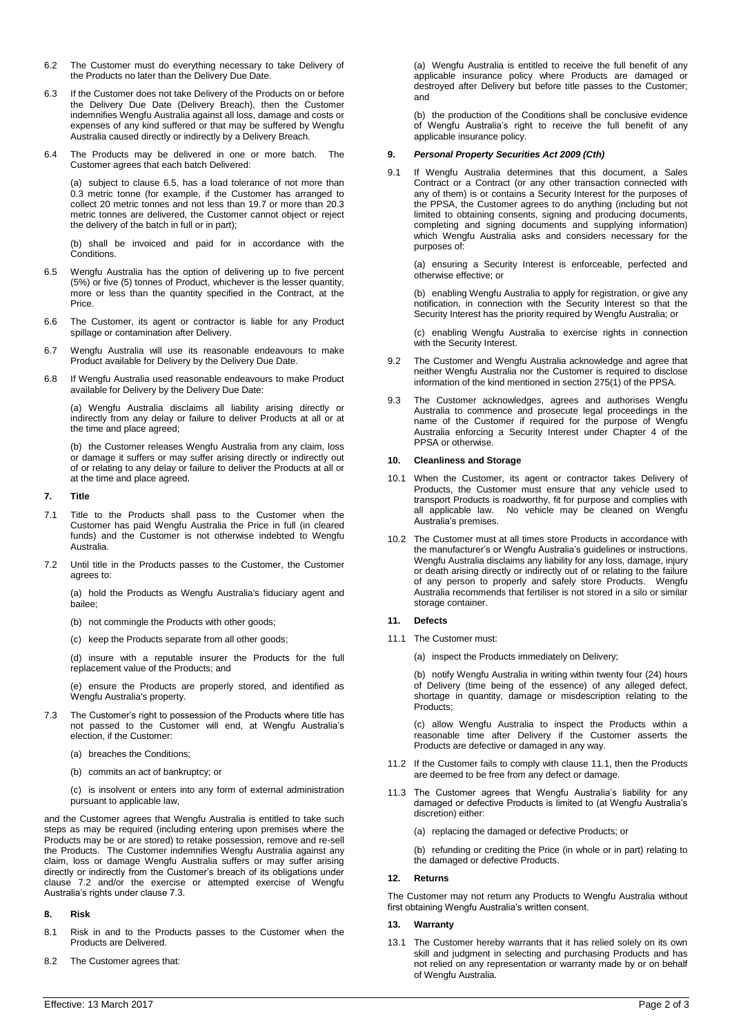6.2 The Customer must do everything necessary to take Delivery of the Products no later than the Delivery Due Date.

6.3 If the Customer does not take Delivery of the Products on or before the Delivery Due Date (Delivery Breach), then the Customer indemnifies Wengfu Australia against all loss, damage and costs or expenses of any kind suffered or that may be suffered by Wengfu Australia caused directly or indirectly by a Delivery Breach.

6.4 The Products may be delivered in one or more batch. The Customer agrees that each batch Delivered:

(a) subject to clause 6.5, has a load tolerance of not more than 0.3 metric tonne (for example, if the Customer has arranged to collect 20 metric tonnes and not less than 19.7 or more than 20.3 metric tonnes are delivered, the Customer cannot object or reject the delivery of the batch in full or in part);

(b) shall be invoiced and paid for in accordance with the Conditions.

6.5 Wengfu Australia has the option of delivering up to five percent (5%) or five (5) tonnes of Product, whichever is the lesser quantity, more or less than the quantity specified in the Contract, at the Price.

6.6 The Customer, its agent or contractor is liable for any Product spillage or contamination after Delivery.

6.7 Wengfu Australia will use its reasonable endeavours to make Product available for Delivery by the Delivery Due Date.

6.8 If Wengfu Australia used reasonable endeavours to make Product available for Delivery by the Delivery Due Date:

(a) Wengfu Australia disclaims all liability arising directly or indirectly from any delay or failure to deliver Products at all or at the time and place agreed;

(b) the Customer releases Wengfu Australia from any claim, loss or damage it suffers or may suffer arising directly or indirectly out of or relating to any delay or failure to deliver the Products at all or at the time and place agreed.

## 7. Title

7.1 Title to the Products shall pass to the Customer when the Customer has paid Wengfu Australia the Price in full (in cleared funds) and the Customer is not otherwise indebted to Wengfu Australia.

7.2 Until title in the Products passes to the Customer, the Customer agrees to:

(a) hold the Products as Wengfu Australia's fiduciary agent and bailee;

(b) not commingle the Products with other goods;

(c) keep the Products separate from all other goods;

(d) insure with a reputable insurer the Products for the full replacement value of the Products; and

(e) ensure the Products are properly stored, and identified as Wengfu Australia's property.

7.3 The Customer's right to possession of the Products where title has not passed to the Customer will end, at Wengfu Australia's election, if the Customer:

(a) breaches the Conditions;

(b) commits an act of bankruptcy; or

(c) is insolvent or enters into any form of external administration pursuant to applicable law,

and the Customer agrees that Wengfu Australia is entitled to take such steps as may be required (including entering upon premises where the Products may be or are stored) to retake possession, remove and re-sell the Products. The Customer indemnifies Wengfu Australia against any claim, loss or damage Wengfu Australia suffers or may suffer arising directly or indirectly from the Customer's breach of its obligations under clause 7.2 and/or the exercise or attempted exercise of Wengfu Australia's rights under clause 7.3.

## 8. Risk

8.1 Risk in and to the Products passes to the Customer when the Products are Delivered.

8.2 The Customer agrees that:

(a) Wengfu Australia is entitled to receive the full benefit of any applicable insurance policy where Products are damaged or destroyed after Delivery but before title passes to the Customer; and

(b) the production of the Conditions shall be conclusive evidence of Wengfu Australia's right to receive the full benefit of any applicable insurance policy.

## 9. *Personal Property Securities Act 2009 (Cth)*

9.1 If Wengfu Australia determines that this document, a Sales Contract or a Contract (or any other transaction connected with any of them) is or contains a Security Interest for the purposes of the PPSA, the Customer agrees to do anything (including but not limited to obtaining consents, signing and producing documents, completing and signing documents and supplying information) which Wengfu Australia asks and considers necessary for the purposes of:

(a) ensuring a Security Interest is enforceable, perfected and otherwise effective; or

(b) enabling Wengfu Australia to apply for registration, or give any notification, in connection with the Security Interest so that the Security Interest has the priority required by Wengfu Australia; or

(c) enabling Wengfu Australia to exercise rights in connection with the Security Interest.

9.2 The Customer and Wengfu Australia acknowledge and agree that neither Wengfu Australia nor the Customer is required to disclose information of the kind mentioned in section 275(1) of the PPSA.

9.3 The Customer acknowledges, agrees and authorises Wengfu Australia to commence and prosecute legal proceedings in the name of the Customer if required for the purpose of Wengfu Australia enforcing a Security Interest under Chapter 4 of the PPSA or otherwise.

## 10. Cleanliness and Storage

10.1 When the Customer, its agent or contractor takes Delivery of Products, the Customer must ensure that any vehicle used to transport Products is roadworthy, fit for purpose and complies with all applicable law. No vehicle may be cleaned on Wengfu Australia's premises.

10.2 The Customer must at all times store Products in accordance with the manufacturer's or Wengfu Australia's guidelines or instructions. Wengfu Australia disclaims any liability for any loss, damage, injury or death arising directly or indirectly out of or relating to the failure of any person to properly and safely store Products. Wengfu Australia recommends that fertiliser is not stored in a silo or similar storage container.

## 11. Defects

11.1 The Customer must:

(a) inspect the Products immediately on Delivery;

(b) notify Wengfu Australia in writing within twenty four (24) hours of Delivery (time being of the essence) of any alleged defect, shortage in quantity, damage or misdescription relating to the Products;

(c) allow Wengfu Australia to inspect the Products within a reasonable time after Delivery if the Customer asserts the Products are defective or damaged in any way.

11.2 If the Customer fails to comply with clause 11.1, then the Products are deemed to be free from any defect or damage.

11.3 The Customer agrees that Wengfu Australia's liability for any damaged or defective Products is limited to (at Wengfu Australia's discretion) either:

(a) replacing the damaged or defective Products; or

(b) refunding or crediting the Price (in whole or in part) relating to the damaged or defective Products.

## 12. Returns

The Customer may not return any Products to Wengfu Australia without first obtaining Wengfu Australia's written consent.

## 13. Warranty

13.1 The Customer hereby warrants that it has relied solely on its own skill and judgment in selecting and purchasing Products and has not relied on any representation or warranty made by or on behalf of Wengfu Australia.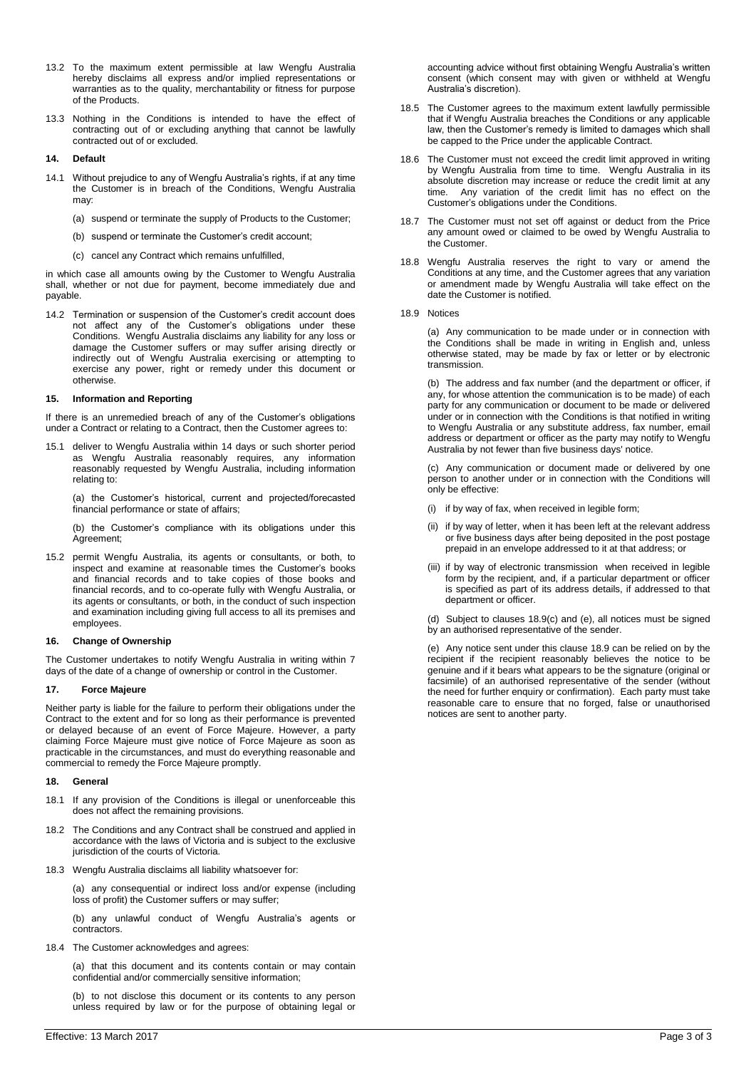13.2 To the maximum extent permissible at law Wengfu Australia hereby disclaims all express and/or implied representations or warranties as to the quality, merchantability or fitness for purpose of the Products.

13.3 Nothing in the Conditions is intended to have the effect of contracting out of or excluding anything that cannot be lawfully contracted out of or excluded.

## 14. Default

14.1 Without prejudice to any of Wengfu Australia's rights, if at any time the Customer is in breach of the Conditions, Wengfu Australia may:

(a) suspend or terminate the supply of Products to the Customer;

(b) suspend or terminate the Customer's credit account;

(c) cancel any Contract which remains unfulfilled,

in which case all amounts owing by the Customer to Wengfu Australia shall, whether or not due for payment, become immediately due and payable.

14.2 Termination or suspension of the Customer's credit account does not affect any of the Customer's obligations under these Conditions. Wengfu Australia disclaims any liability for any loss or damage the Customer suffers or may suffer arising directly or indirectly out of Wengfu Australia exercising or attempting to exercise any power, right or remedy under this document or otherwise.

## 15. Information and Reporting

If there is an unremedied breach of any of the Customer's obligations under a Contract or relating to a Contract, then the Customer agrees to:

15.1 deliver to Wengfu Australia within 14 days or such shorter period as Wengfu Australia reasonably requires, any information reasonably requested by Wengfu Australia, including information relating to:

(a) the Customer's historical, current and projected/forecasted financial performance or state of affairs;

(b) the Customer's compliance with its obligations under this Agreement;

15.2 permit Wengfu Australia, its agents or consultants, or both, to inspect and examine at reasonable times the Customer's books and financial records and to take copies of those books and financial records, and to co-operate fully with Wengfu Australia, or its agents or consultants, or both, in the conduct of such inspection and examination including giving full access to all its premises and employees.

## 16. Change of Ownership

The Customer undertakes to notify Wengfu Australia in writing within 7 days of the date of a change of ownership or control in the Customer.

## 17. Force Majeure

Neither party is liable for the failure to perform their obligations under the Contract to the extent and for so long as their performance is prevented or delayed because of an event of Force Majeure. However, a party claiming Force Majeure must give notice of Force Majeure as soon as practicable in the circumstances, and must do everything reasonable and commercial to remedy the Force Majeure promptly.

## 18. General

18.1 If any provision of the Conditions is illegal or unenforceable this does not affect the remaining provisions.

18.2 The Conditions and any Contract shall be construed and applied in accordance with the laws of Victoria and is subject to the exclusive jurisdiction of the courts of Victoria.

18.3 Wengfu Australia disclaims all liability whatsoever for:

(a) any consequential or indirect loss and/or expense (including loss of profit) the Customer suffers or may suffer;

(b) any unlawful conduct of Wengfu Australia's agents or contractors.

18.4 The Customer acknowledges and agrees:

(a) that this document and its contents contain or may contain confidential and/or commercially sensitive information;

(b) to not disclose this document or its contents to any person unless required by law or for the purpose of obtaining legal or accounting advice without first obtaining Wengfu Australia's written consent (which consent may with given or withheld at Wengfu Australia's discretion).

18.5 The Customer agrees to the maximum extent lawfully permissible that if Wengfu Australia breaches the Conditions or any applicable law, then the Customer's remedy is limited to damages which shall be capped to the Price under the applicable Contract.

18.6 The Customer must not exceed the credit limit approved in writing by Wengfu Australia from time to time. Wengfu Australia in its absolute discretion may increase or reduce the credit limit at any time. Any variation of the credit limit has no effect on the Customer's obligations under the Conditions.

18.7 The Customer must not set off against or deduct from the Price any amount owed or claimed to be owed by Wengfu Australia to the Customer.

18.8 Wengfu Australia reserves the right to vary or amend the Conditions at any time, and the Customer agrees that any variation or amendment made by Wengfu Australia will take effect on the date the Customer is notified.

18.9 Notices

(a) Any communication to be made under or in connection with the Conditions shall be made in writing in English and, unless otherwise stated, may be made by fax or letter or by electronic transmission.

(b) The address and fax number (and the department or officer, if any, for whose attention the communication is to be made) of each party for any communication or document to be made or delivered under or in connection with the Conditions is that notified in writing to Wengfu Australia or any substitute address, fax number, email address or department or officer as the party may notify to Wengfu Australia by not fewer than five business days' notice.

(c) Any communication or document made or delivered by one person to another under or in connection with the Conditions will only be effective:

(i) if by way of fax, when received in legible form;

(ii) if by way of letter, when it has been left at the relevant address or five business days after being deposited in the post postage prepaid in an envelope addressed to it at that address; or

(iii) if by way of electronic transmission when received in legible form by the recipient, and, if a particular department or officer is specified as part of its address details, if addressed to that department or officer.

(d) Subject to clauses 18.9(c) and (e), all notices must be signed by an authorised representative of the sender.

(e) Any notice sent under this clause 18.9 can be relied on by the recipient if the recipient reasonably believes the notice to be genuine and if it bears what appears to be the signature (original or facsimile) of an authorised representative of the sender (without the need for further enquiry or confirmation). Each party must take reasonable care to ensure that no forged, false or unauthorised notices are sent to another party.

Effective: 13 March 2017